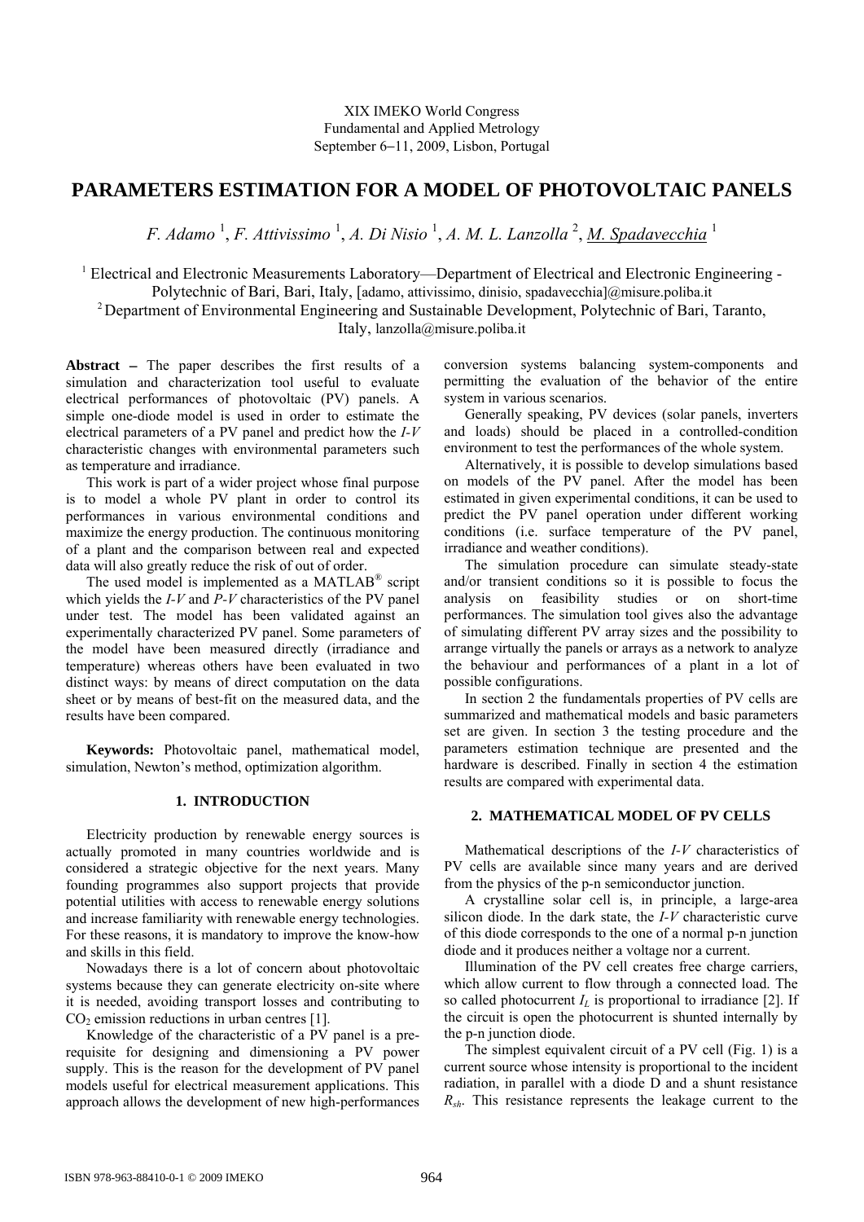XIX IMEKO World Congress
Fundamental and Applied Metrology
September 6–11, 2009, Lisbon, Portugal

# PARAMETERS ESTIMATION FOR A MODEL OF PHOTOVOLTAIC PANELS

*F. Adamo* [1], *F. Attivissimo* [1], *A. Di Nisio* [1], *A. M. L. Lanzolla* [2], *M. Spadavecchia* [1]

[1] Electrical and Electronic Measurements Laboratory—Department of Electrical and Electronic Engineering - Polytechnic of Bari, Bari, Italy, [adamo, attivissimo, dinisio, spadavecchia]@misure.poliba.it

[2] Department of Environmental Engineering and Sustainable Development, Polytechnic of Bari, Taranto, Italy, lanzolla@misure.poliba.it

**Abstract –** The paper describes the first results of a simulation and characterization tool useful to evaluate electrical performances of photovoltaic (PV) panels. A simple one-diode model is used in order to estimate the electrical parameters of a PV panel and predict how the *I-V* characteristic changes with environmental parameters such as temperature and irradiance.

This work is part of a wider project whose final purpose is to model a whole PV plant in order to control its performances in various environmental conditions and maximize the energy production. The continuous monitoring of a plant and the comparison between real and expected data will also greatly reduce the risk of out of order.

The used model is implemented as a MATLAB® script which yields the *I-V* and *P-V* characteristics of the PV panel under test. The model has been validated against an experimentally characterized PV panel. Some parameters of the model have been measured directly (irradiance and temperature) whereas others have been evaluated in two distinct ways: by means of direct computation on the data sheet or by means of best-fit on the measured data, and the results have been compared.

**Keywords:** Photovoltaic panel, mathematical model, simulation, Newton's method, optimization algorithm.

## 1. INTRODUCTION

Electricity production by renewable energy sources is actually promoted in many countries worldwide and is considered a strategic objective for the next years. Many founding programmes also support projects that provide potential utilities with access to renewable energy solutions and increase familiarity with renewable energy technologies. For these reasons, it is mandatory to improve the know-how and skills in this field.

Nowadays there is a lot of concern about photovoltaic systems because they can generate electricity on-site where it is needed, avoiding transport losses and contributing to $CO_2$ emission reductions in urban centres [1].

Knowledge of the characteristic of a PV panel is a pre-requisite for designing and dimensioning a PV power supply. This is the reason for the development of PV panel models useful for electrical measurement applications. This approach allows the development of new high-performances conversion systems balancing system-components and permitting the evaluation of the behavior of the entire system in various scenarios.

Generally speaking, PV devices (solar panels, inverters and loads) should be placed in a controlled-condition environment to test the performances of the whole system.

Alternatively, it is possible to develop simulations based on models of the PV panel. After the model has been estimated in given experimental conditions, it can be used to predict the PV panel operation under different working conditions (i.e. surface temperature of the PV panel, irradiance and weather conditions).

The simulation procedure can simulate steady-state and/or transient conditions so it is possible to focus the analysis on feasibility studies or on short-time performances. The simulation tool gives also the advantage of simulating different PV array sizes and the possibility to arrange virtually the panels or arrays as a network to analyze the behaviour and performances of a plant in a lot of possible configurations.

In section 2 the fundamentals properties of PV cells are summarized and mathematical models and basic parameters set are given. In section 3 the testing procedure and the parameters estimation technique are presented and the hardware is described. Finally in section 4 the estimation results are compared with experimental data.

## 2. MATHEMATICAL MODEL OF PV CELLS

Mathematical descriptions of the *I-V* characteristics of PV cells are available since many years and are derived from the physics of the p-n semiconductor junction.

A crystalline solar cell is, in principle, a large-area silicon diode. In the dark state, the *I-V* characteristic curve of this diode corresponds to the one of a normal p-n junction diode and it produces neither a voltage nor a current.

Illumination of the PV cell creates free charge carriers, which allow current to flow through a connected load. The so called photocurrent $I_L$ is proportional to irradiance [2]. If the circuit is open the photocurrent is shunted internally by the p-n junction diode.

The simplest equivalent circuit of a PV cell (Fig. 1) is a current source whose intensity is proportional to the incident radiation, in parallel with a diode D and a shunt resistance $R_{sh}$. This resistance represents the leakage current to the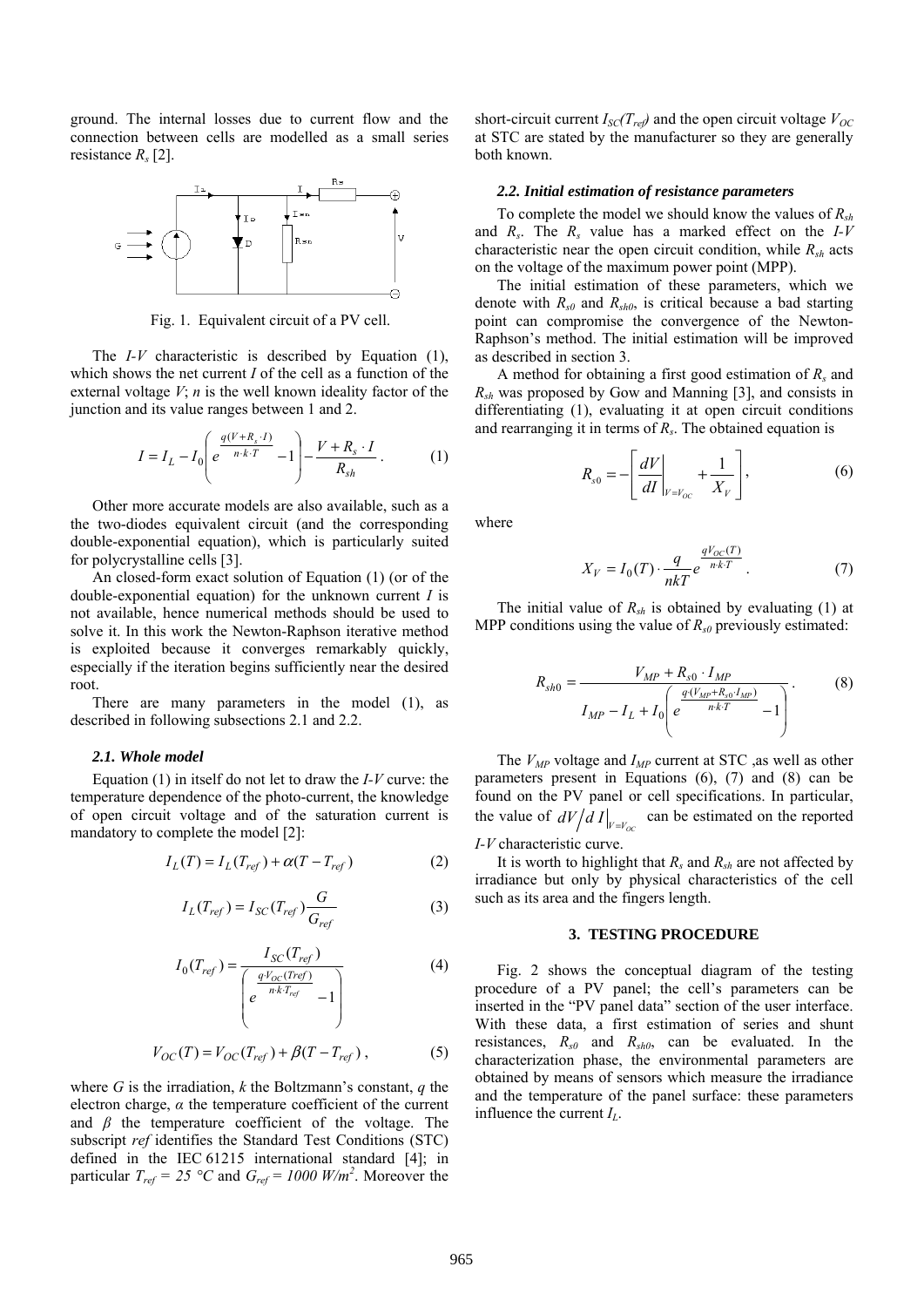ground. The internal losses due to current flow and the connection between cells are modelled as a small series resistance $R_s$ [2].

Fig. 1. Equivalent circuit of a PV cell.

The *I-V* characteristic is described by Equation (1), which shows the net current *I* of the cell as a function of the external voltage *V*; *n* is the well known ideality factor of the junction and its value ranges between 1 and 2.

$$I = I_L - I_0\left(e^{\frac{q(V+R_s \cdot I)}{n \cdot k \cdot T}} - 1\right) - \frac{V + R_s \cdot I}{R_{sh}}. \quad (1)$$

Other more accurate models are also available, such as a the two-diodes equivalent circuit (and the corresponding double-exponential equation), which is particularly suited for polycrystalline cells [3].

An closed-form exact solution of Equation (1) (or of the double-exponential equation) for the unknown current *I* is not available, hence numerical methods should be used to solve it. In this work the Newton-Raphson iterative method is exploited because it converges remarkably quickly, especially if the iteration begins sufficiently near the desired root.

There are many parameters in the model (1), as described in following subsections 2.1 and 2.2.

### *2.1. Whole model*

Equation (1) in itself do not let to draw the *I-V* curve: the temperature dependence of the photo-current, the knowledge of open circuit voltage and of the saturation current is mandatory to complete the model [2]:

$$I_L(T) = I_L(T_{ref}) + \alpha(T - T_{ref}) \quad (2)$$

$$I_L(T_{ref}) = I_{SC}(T_{ref})\frac{G}{G_{ref}} \quad (3)$$

$$I_0(T_{ref}) = \frac{I_{SC}(T_{ref})}{\left(e^{\frac{q \cdot V_{OC}(Tref)}{n \cdot k \cdot T_{ref}}} - 1\right)} \quad (4)$$

$$V_{OC}(T) = V_{OC}(T_{ref}) + \beta(T - T_{ref}), \quad (5)$$

where *G* is the irradiation, *k* the Boltzmann's constant, *q* the electron charge, *α* the temperature coefficient of the current and *β* the temperature coefficient of the voltage. The subscript *ref* identifies the Standard Test Conditions (STC) defined in the IEC 61215 international standard [4]; in particular $T_{ref} = 25$ °C and $G_{ref} = 1000$ W/m$^2$. Moreover the short-circuit current $I_{SC}(T_{ref})$ and the open circuit voltage $V_{OC}$ at STC are stated by the manufacturer so they are generally both known.

### *2.2. Initial estimation of resistance parameters*

To complete the model we should know the values of $R_{sh}$ and $R_s$. The $R_s$ value has a marked effect on the *I-V* characteristic near the open circuit condition, while $R_{sh}$ acts on the voltage of the maximum power point (MPP).

The initial estimation of these parameters, which we denote with $R_{s0}$ and $R_{sh0}$, is critical because a bad starting point can compromise the convergence of the Newton-Raphson's method. The initial estimation will be improved as described in section 3.

A method for obtaining a first good estimation of $R_s$ and $R_{sh}$ was proposed by Gow and Manning [3], and consists in differentiating (1), evaluating it at open circuit conditions and rearranging it in terms of $R_s$. The obtained equation is

$$R_{s0} = -\left[\left.\frac{dV}{dI}\right|_{V=V_{OC}} + \frac{1}{X_V}\right], \quad (6)$$

where

$$X_V = I_0(T) \cdot \frac{q}{nkT} e^{\frac{qV_{OC}(T)}{n \cdot k \cdot T}}. \quad (7)$$

The initial value of $R_{sh}$ is obtained by evaluating (1) at MPP conditions using the value of $R_{s0}$ previously estimated:

$$R_{sh0} = \frac{V_{MP} + R_{s0} \cdot I_{MP}}{I_{MP} - I_L + I_0\left(e^{\frac{q \cdot (V_{MP} + R_{s0} \cdot I_{MP})}{n \cdot k \cdot T}} - 1\right)}. \quad (8)$$

The $V_{MP}$ voltage and $I_{MP}$ current at STC ,as well as other parameters present in Equations (6), (7) and (8) can be found on the PV panel or cell specifications. In particular, the value of $\left. dV/dI \right|_{V=V_{OC}}$ can be estimated on the reported *I-V* characteristic curve.

It is worth to highlight that $R_s$ and $R_{sh}$ are not affected by irradiance but only by physical characteristics of the cell such as its area and the fingers length.

## 3. TESTING PROCEDURE

Fig. 2 shows the conceptual diagram of the testing procedure of a PV panel; the cell's parameters can be inserted in the "PV panel data" section of the user interface. With these data, a first estimation of series and shunt resistances, $R_{s0}$ and $R_{sh0}$, can be evaluated. In the characterization phase, the environmental parameters are obtained by means of sensors which measure the irradiance and the temperature of the panel surface: these parameters influence the current $I_L$.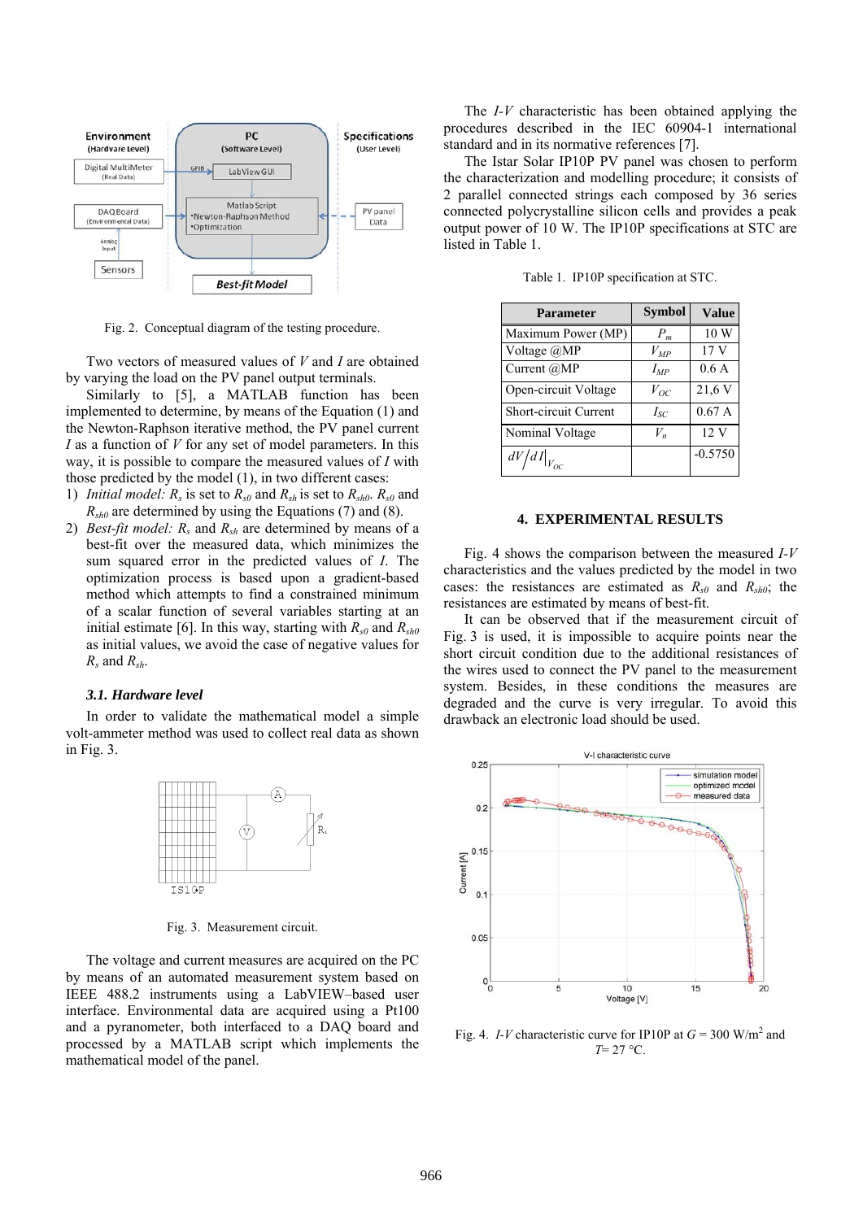Fig. 2. Conceptual diagram of the testing procedure.

Two vectors of measured values of $V$ and $I$ are obtained by varying the load on the PV panel output terminals.

Similarly to [5], a MATLAB function has been implemented to determine, by means of the Equation (1) and the Newton-Raphson iterative method, the PV panel current $I$ as a function of $V$ for any set of model parameters. In this way, it is possible to compare the measured values of $I$ with those predicted by the model (1), in two different cases:

1) *Initial model:* $R_s$ is set to $R_{s0}$ and $R_{sh}$ is set to $R_{sh0}$. $R_{s0}$ and $R_{sh0}$ are determined by using the Equations (7) and (8).
2) *Best-fit model:* $R_s$ and $R_{sh}$ are determined by means of a best-fit over the measured data, which minimizes the sum squared error in the predicted values of $I$. The optimization process is based upon a gradient-based method which attempts to find a constrained minimum of a scalar function of several variables starting at an initial estimate [6]. In this way, starting with $R_{s0}$ and $R_{sh0}$ as initial values, we avoid the case of negative values for $R_s$ and $R_{sh}$.

### *3.1. Hardware level*

In order to validate the mathematical model a simple volt-ammeter method was used to collect real data as shown in Fig. 3.

Fig. 3. Measurement circuit.

The voltage and current measures are acquired on the PC by means of an automated measurement system based on IEEE 488.2 instruments using a LabVIEW–based user interface. Environmental data are acquired using a Pt100 and a pyranometer, both interfaced to a DAQ board and processed by a MATLAB script which implements the mathematical model of the panel.

The *I-V* characteristic has been obtained applying the procedures described in the IEC 60904-1 international standard and in its normative references [7].

The Istar Solar IP10P PV panel was chosen to perform the characterization and modelling procedure; it consists of 2 parallel connected strings each composed by 36 series connected polycrystalline silicon cells and provides a peak output power of 10 W. The IP10P specifications at STC are listed in Table 1.

Table 1. IP10P specification at STC.

| Parameter | Symbol | Value |
|---|---|---|
| Maximum Power (MP) | $P_m$ | 10 W |
| Voltage @MP | $V_{MP}$ | 17 V |
| Current @MP | $I_{MP}$ | 0.6 A |
| Open-circuit Voltage | $V_{OC}$ | 21,6 V |
| Short-circuit Current | $I_{SC}$ | 0.67 A |
| Nominal Voltage | $V_n$ | 12 V |
| $dV/dI\|_{V_{OC}}$ | | -0.5750 |

## 4. EXPERIMENTAL RESULTS

Fig. 4 shows the comparison between the measured *I-V* characteristics and the values predicted by the model in two cases: the resistances are estimated as $R_{s0}$ and $R_{sh0}$; the resistances are estimated by means of best-fit.

It can be observed that if the measurement circuit of Fig. 3 is used, it is impossible to acquire points near the short circuit condition due to the additional resistances of the wires used to connect the PV panel to the measurement system. Besides, in these conditions the measures are degraded and the curve is very irregular. To avoid this drawback an electronic load should be used.

Fig. 4. *I-V* characteristic curve for IP10P at $G = 300$ W/m$^2$ and $T$= 27 °C.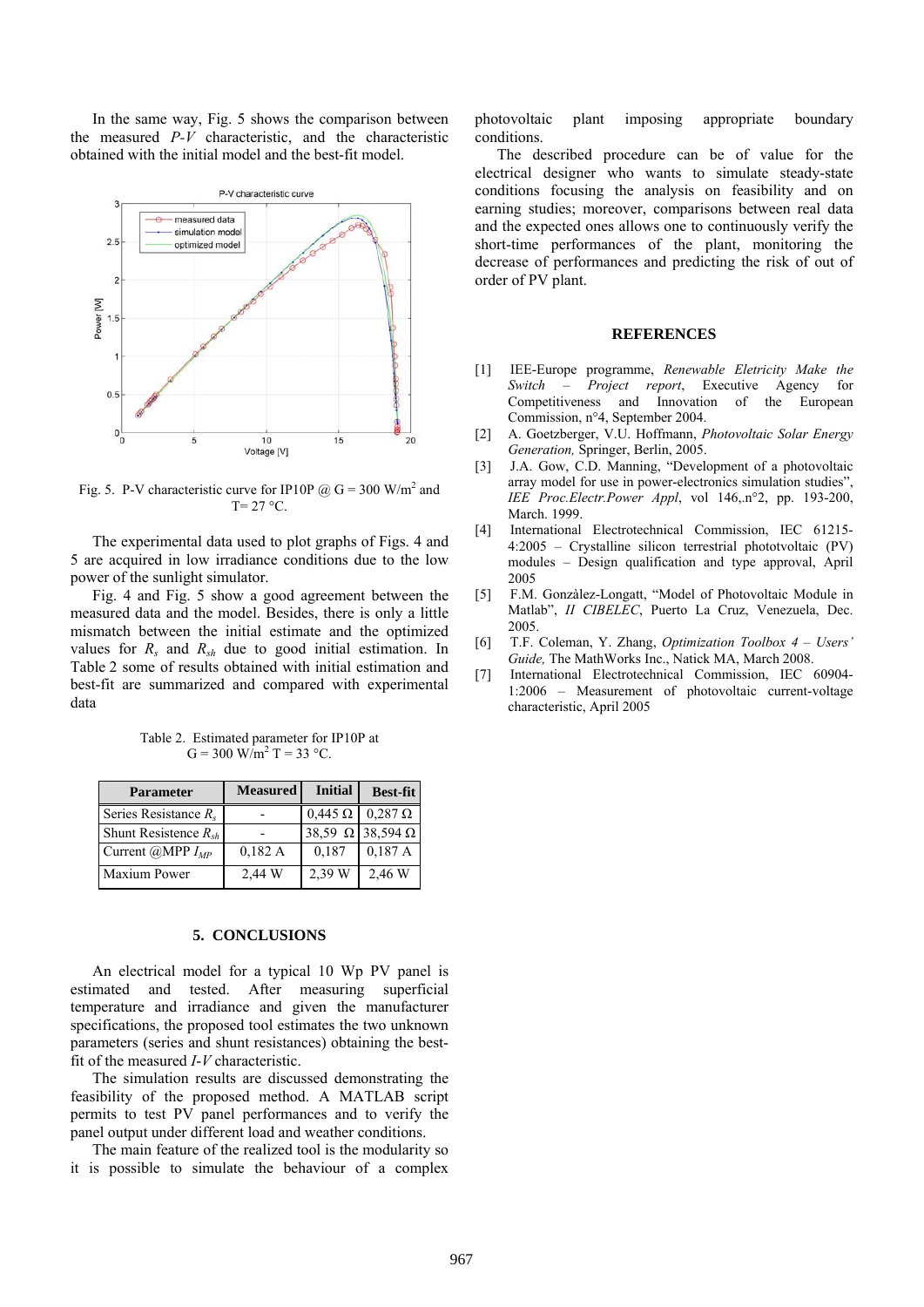In the same way, Fig. 5 shows the comparison between the measured *P-V* characteristic, and the characteristic obtained with the initial model and the best-fit model.

P-V characteristic curve

measured data
simulation model
optimized model

Power [W]

Voltage [V]

0
0.5
1
1.5
2
2.5
3

0
5
10
15
20

Fig. 5. P-V characteristic curve for IP10P @ G = 300 W/m$^2$ and T= 27 °C.

The experimental data used to plot graphs of Figs. 4 and 5 are acquired in low irradiance conditions due to the low power of the sunlight simulator.

Fig. 4 and Fig. 5 show a good agreement between the measured data and the model. Besides, there is only a little mismatch between the initial estimate and the optimized values for $R_s$ and $R_{sh}$ due to good initial estimation. In Table 2 some of results obtained with initial estimation and best-fit are summarized and compared with experimental data

Table 2. Estimated parameter for IP10P at G = 300 W/m$^2$ T = 33 °C.

| Parameter | Measured | Initial | Best-fit |
|---|---|---|---|
| Series Resistance $R_s$ | - | 0,445 Ω | 0,287 Ω |
| Shunt Resistence $R_{sh}$ | - | 38,59 Ω | 38,594 Ω |
| Current @MPP $I_{MP}$ | 0,182 A | 0,187 | 0,187 A |
| Maxium Power | 2,44 W | 2,39 W | 2,46 W |

## 5. CONCLUSIONS

An electrical model for a typical 10 Wp PV panel is estimated and tested. After measuring superficial temperature and irradiance and given the manufacturer specifications, the proposed tool estimates the two unknown parameters (series and shunt resistances) obtaining the best-fit of the measured *I-V* characteristic.

The simulation results are discussed demonstrating the feasibility of the proposed method. A MATLAB script permits to test PV panel performances and to verify the panel output under different load and weather conditions.

The main feature of the realized tool is the modularity so it is possible to simulate the behaviour of a complex photovoltaic plant imposing appropriate boundary conditions.

The described procedure can be of value for the electrical designer who wants to simulate steady-state conditions focusing the analysis on feasibility and on earning studies; moreover, comparisons between real data and the expected ones allows one to continuously verify the short-time performances of the plant, monitoring the decrease of performances and predicting the risk of out of order of PV plant.

## REFERENCES

[1] IEE-Europe programme, *Renewable Eletricity Make the Switch – Project report*, Executive Agency for Competitiveness and Innovation of the European Commission, n°4, September 2004.

[2] A. Goetzberger, V.U. Hoffmann, *Photovoltaic Solar Energy Generation,* Springer, Berlin, 2005.

[3] J.A. Gow, C.D. Manning, "Development of a photovoltaic array model for use in power-electronics simulation studies", *IEE Proc.Electr.Power Appl*, vol 146,.n°2, pp. 193-200, March. 1999.

[4] International Electrotechnical Commission, IEC 61215-4:2005 – Crystalline silicon terrestrial phototvoltaic (PV) modules – Design qualification and type approval, April 2005

[5] F.M. Gonzàlez-Longatt, "Model of Photovoltaic Module in Matlab", *II CIBELEC*, Puerto La Cruz, Venezuela, Dec. 2005.

[6] T.F. Coleman, Y. Zhang, *Optimization Toolbox 4 – Users' Guide,* The MathWorks Inc., Natick MA, March 2008.

[7] International Electrotechnical Commission, IEC 60904-1:2006 – Measurement of photovoltaic current-voltage characteristic, April 2005